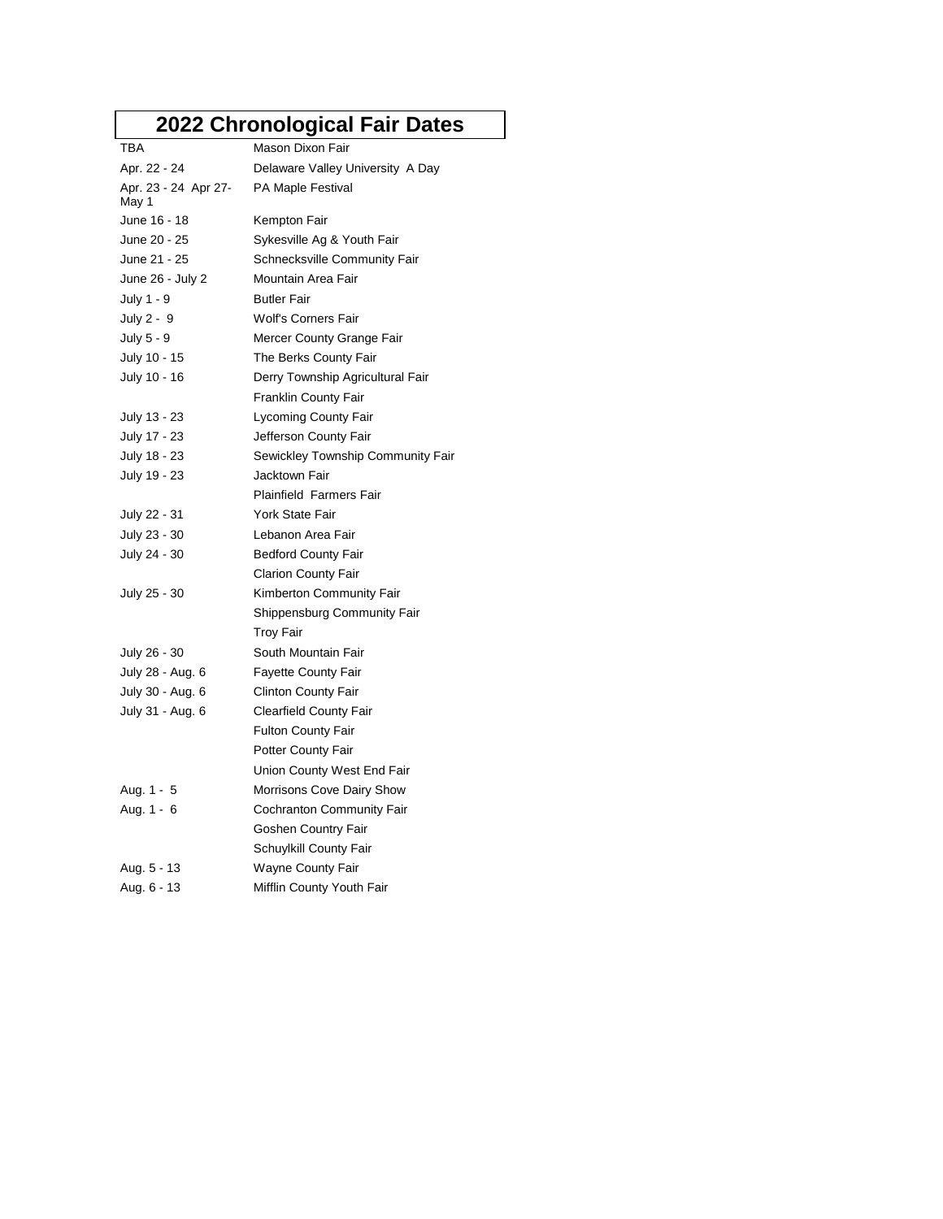# 2022 Chronological Fair Dates

| | |
|---|---|
| TBA | Mason Dixon Fair |
| Apr. 22 - 24 | Delaware Valley University A Day |
| Apr. 23 - 24 Apr 27-May 1 | PA Maple Festival |
| June 16 - 18 | Kempton Fair |
| June 20 - 25 | Sykesville Ag & Youth Fair |
| June 21 - 25 | Schnecksville Community Fair |
| June 26 - July 2 | Mountain Area Fair |
| July 1 - 9 | Butler Fair |
| July 2 - 9 | Wolf's Corners Fair |
| July 5 - 9 | Mercer County Grange Fair |
| July 10 - 15 | The Berks County Fair |
| July 10 - 16 | Derry Township Agricultural Fair |
| | Franklin County Fair |
| July 13 - 23 | Lycoming County Fair |
| July 17 - 23 | Jefferson County Fair |
| July 18 - 23 | Sewickley Township Community Fair |
| July 19 - 23 | Jacktown Fair |
| | Plainfield Farmers Fair |
| July 22 - 31 | York State Fair |
| July 23 - 30 | Lebanon Area Fair |
| July 24 - 30 | Bedford County Fair |
| | Clarion County Fair |
| July 25 - 30 | Kimberton Community Fair |
| | Shippensburg Community Fair |
| | Troy Fair |
| July 26 - 30 | South Mountain Fair |
| July 28 - Aug. 6 | Fayette County Fair |
| July 30 - Aug. 6 | Clinton County Fair |
| July 31 - Aug. 6 | Clearfield County Fair |
| | Fulton County Fair |
| | Potter County Fair |
| | Union County West End Fair |
| Aug. 1 - 5 | Morrisons Cove Dairy Show |
| Aug. 1 - 6 | Cochranton Community Fair |
| | Goshen Country Fair |
| | Schuylkill County Fair |
| Aug. 5 - 13 | Wayne County Fair |
| Aug. 6 - 13 | Mifflin County Youth Fair |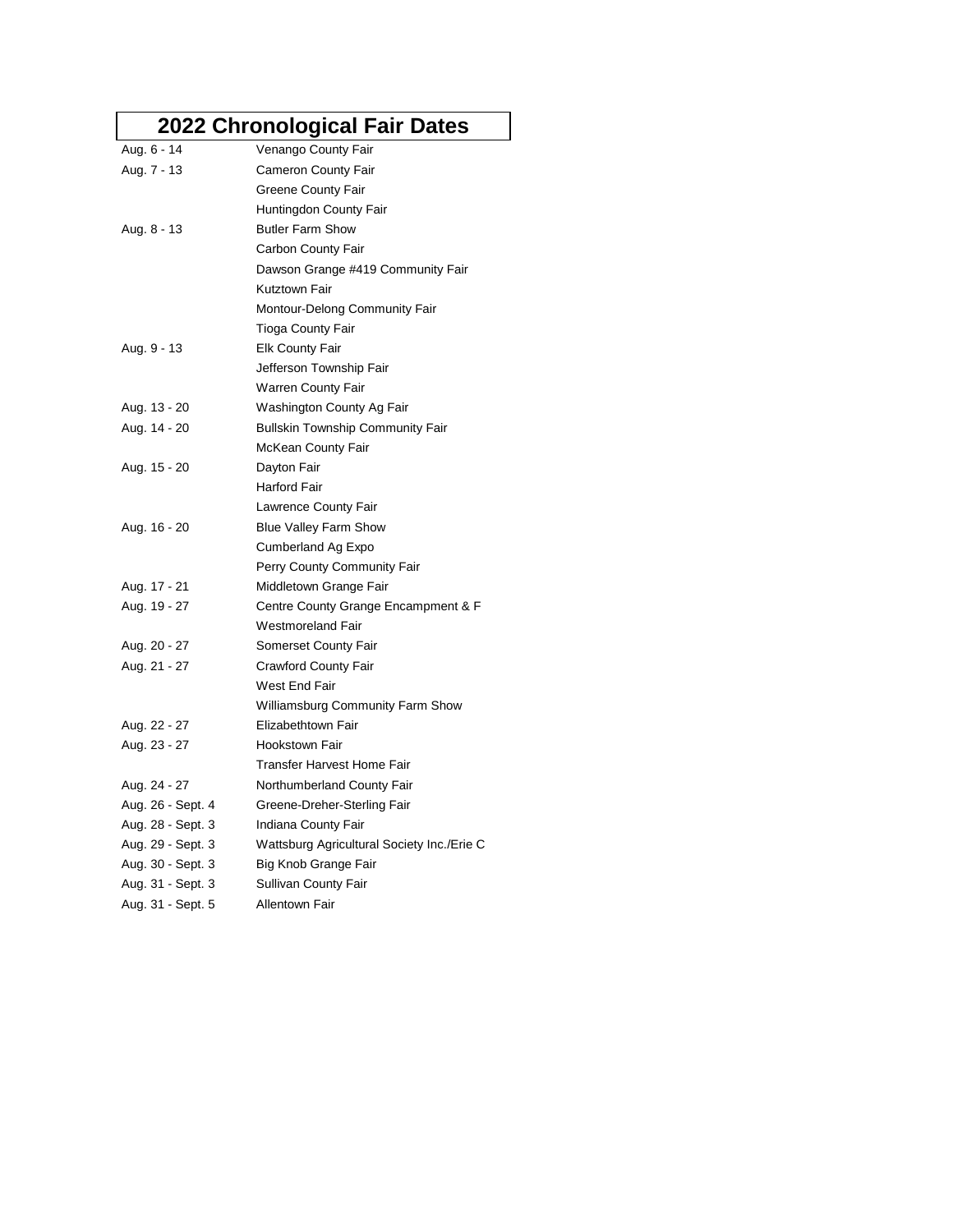# 2022 Chronological Fair Dates

| | |
|---|---|
| Aug. 6 - 14 | Venango County Fair |
| Aug. 7 - 13 | Cameron County Fair |
| | Greene County Fair |
| | Huntingdon County Fair |
| Aug. 8 - 13 | Butler Farm Show |
| | Carbon County Fair |
| | Dawson Grange #419 Community Fair |
| | Kutztown Fair |
| | Montour-Delong Community Fair |
| | Tioga County Fair |
| Aug. 9 - 13 | Elk County Fair |
| | Jefferson Township Fair |
| | Warren County Fair |
| Aug. 13 - 20 | Washington County Ag Fair |
| Aug. 14 - 20 | Bullskin Township Community Fair |
| | McKean County Fair |
| Aug. 15 - 20 | Dayton Fair |
| | Harford Fair |
| | Lawrence County Fair |
| Aug. 16 - 20 | Blue Valley Farm Show |
| | Cumberland Ag Expo |
| | Perry County Community Fair |
| Aug. 17 - 21 | Middletown Grange Fair |
| Aug. 19 - 27 | Centre County Grange Encampment & F |
| | Westmoreland Fair |
| Aug. 20 - 27 | Somerset County Fair |
| Aug. 21 - 27 | Crawford County Fair |
| | West End Fair |
| | Williamsburg Community Farm Show |
| Aug. 22 - 27 | Elizabethtown Fair |
| Aug. 23 - 27 | Hookstown Fair |
| | Transfer Harvest Home Fair |
| Aug. 24 - 27 | Northumberland County Fair |
| Aug. 26 - Sept. 4 | Greene-Dreher-Sterling Fair |
| Aug. 28 - Sept. 3 | Indiana County Fair |
| Aug. 29 - Sept. 3 | Wattsburg Agricultural Society Inc./Erie C |
| Aug. 30 - Sept. 3 | Big Knob Grange Fair |
| Aug. 31 - Sept. 3 | Sullivan County Fair |
| Aug. 31 - Sept. 5 | Allentown Fair |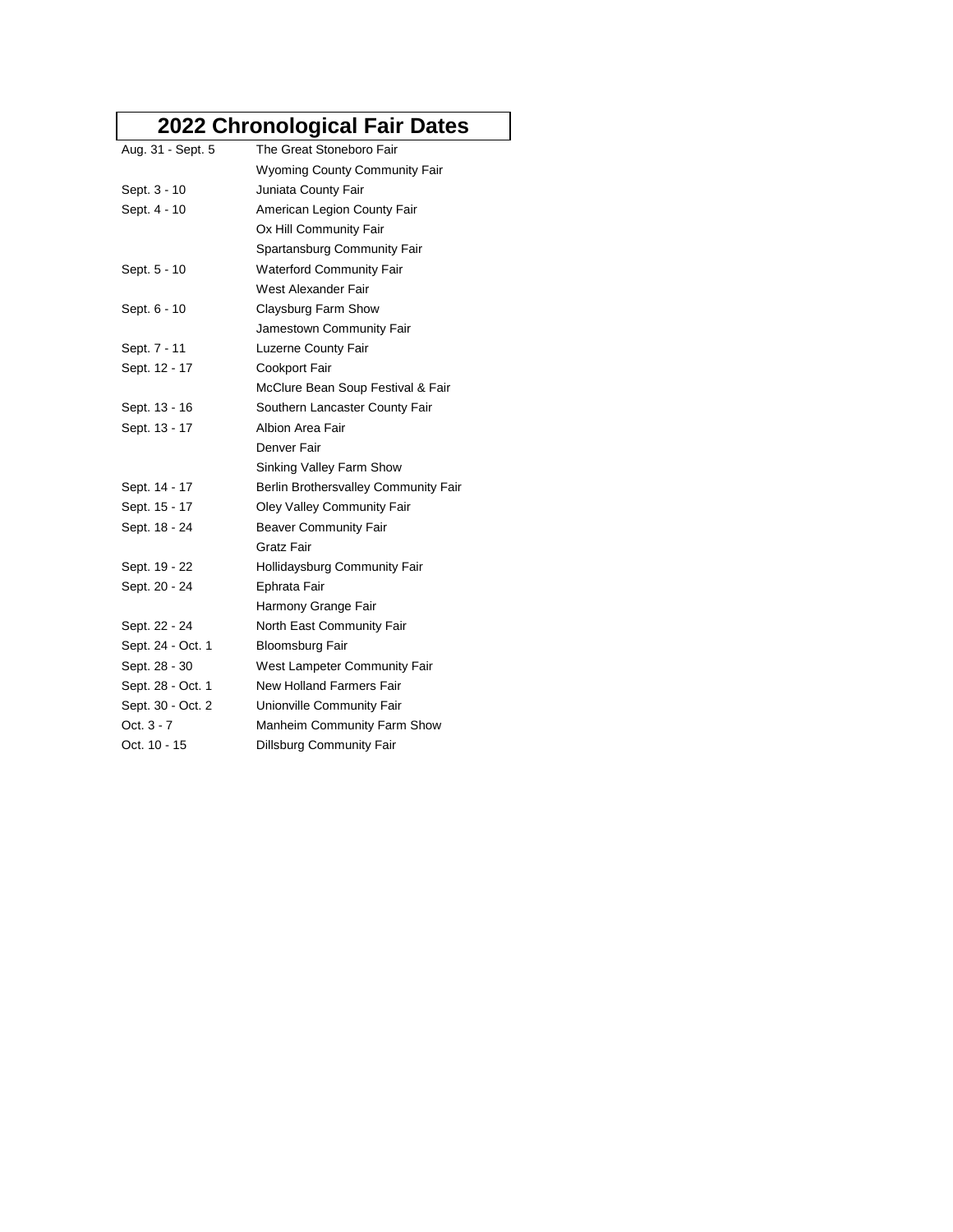# 2022 Chronological Fair Dates

| | |
|---|---|
| Aug. 31 - Sept. 5 | The Great Stoneboro Fair |
| | Wyoming County Community Fair |
| Sept. 3 - 10 | Juniata County Fair |
| Sept. 4 - 10 | American Legion County Fair |
| | Ox Hill Community Fair |
| | Spartansburg Community Fair |
| Sept. 5 - 10 | Waterford Community Fair |
| | West Alexander Fair |
| Sept. 6 - 10 | Claysburg Farm Show |
| | Jamestown Community Fair |
| Sept. 7 - 11 | Luzerne County Fair |
| Sept. 12 - 17 | Cookport Fair |
| | McClure Bean Soup Festival & Fair |
| Sept. 13 - 16 | Southern Lancaster County Fair |
| Sept. 13 - 17 | Albion Area Fair |
| | Denver Fair |
| | Sinking Valley Farm Show |
| Sept. 14 - 17 | Berlin Brothersvalley Community Fair |
| Sept. 15 - 17 | Oley Valley Community Fair |
| Sept. 18 - 24 | Beaver Community Fair |
| | Gratz Fair |
| Sept. 19 - 22 | Hollidaysburg Community Fair |
| Sept. 20 - 24 | Ephrata Fair |
| | Harmony Grange Fair |
| Sept. 22 - 24 | North East Community Fair |
| Sept. 24 - Oct. 1 | Bloomsburg Fair |
| Sept. 28 - 30 | West Lampeter Community Fair |
| Sept. 28 - Oct. 1 | New Holland Farmers Fair |
| Sept. 30 - Oct. 2 | Unionville Community Fair |
| Oct. 3 - 7 | Manheim Community Farm Show |
| Oct. 10 - 15 | Dillsburg Community Fair |